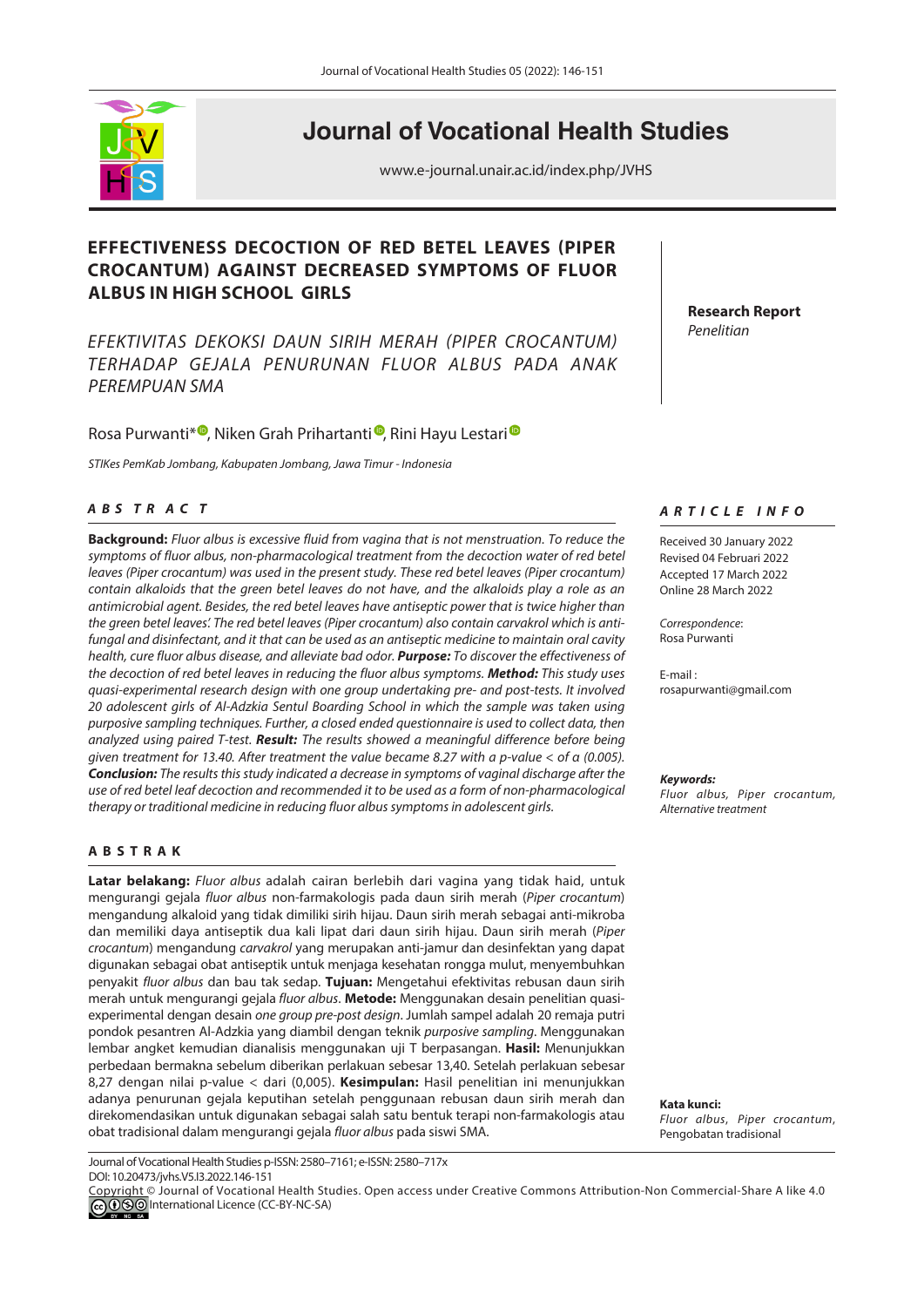# Journal of Vocational Health Studies

www.e-journal.unair.ac.id/index.php/JVHS

## EFFECTIVENESS DECOCTION OF RED BETEL LEAVES (PIPER CROCANTUM) AGAINST DECREASED SYMPTOMS OF FLUOR ALBUS IN HIGH SCHOOL GIRLS

*EFEKTIVITAS DEKOKSI DAUN SIRIH MERAH (PIPER CROCANTUM) TERHADAP GEJALA PENURUNAN FLUOR ALBUS PADA ANAK PEREMPUAN SMA*

**Research Report**
*Penelitian*

Rosa Purwanti*, Niken Grah Prihartanti, Rini Hayu Lestari

*STIKes PemKab Jombang, Kabupaten Jombang, Jawa Timur - Indonesia*

### ABSTRACT

**Background:** *Fluor albus is excessive fluid from vagina that is not menstruation. To reduce the symptoms of fluor albus, non-pharmacological treatment from the decoction water of red betel leaves (Piper crocantum) was used in the present study. These red betel leaves (Piper crocantum) contain alkaloids that the green betel leaves do not have, and the alkaloids play a role as an antimicrobial agent. Besides, the red betel leaves have antiseptic power that is twice higher than the green betel leaves'. The red betel leaves (Piper crocantum) also contain carvakrol which is anti-fungal and disinfectant, and it that can be used as an antiseptic medicine to maintain oral cavity health, cure fluor albus disease, and alleviate bad odor.* **Purpose:** *To discover the effectiveness of the decoction of red betel leaves in reducing the fluor albus symptoms.* **Method:** *This study uses quasi-experimental research design with one group undertaking pre- and post-tests. It involved 20 adolescent girls of Al-Adzkia Sentul Boarding School in which the sample was taken using purposive sampling techniques. Further, a closed ended questionnaire is used to collect data, then analyzed using paired T-test.* **Result:** *The results showed a meaningful difference before being given treatment for 13.40. After treatment the value became 8.27 with a p-value < of a (0.005).* **Conclusion:** *The results this study indicated a decrease in symptoms of vaginal discharge after the use of red betel leaf decoction and recommended it to be used as a form of non-pharmacological therapy or traditional medicine in reducing fluor albus symptoms in adolescent girls.*

### ARTICLE INFO

Received 30 January 2022
Revised 04 Februari 2022
Accepted 17 March 2022
Online 28 March 2022

*Correspondence*:
Rosa Purwanti

E-mail :
rosapurwanti@gmail.com

***Keywords:***
*Fluor albus, Piper crocantum, Alternative treatment*

### ABSTRAK

**Latar belakang:** *Fluor albus* adalah cairan berlebih dari vagina yang tidak haid, untuk mengurangi gejala *fluor albus* non-farmakologis pada daun sirih merah (*Piper crocantum*) mengandung alkaloid yang tidak dimiliki sirih hijau. Daun sirih merah sebagai anti-mikroba dan memiliki daya antiseptik dua kali lipat dari daun sirih hijau. Daun sirih merah (*Piper crocantum*) mengandung *carvakrol* yang merupakan anti-jamur dan desinfektan yang dapat digunakan sebagai obat antiseptik untuk menjaga kesehatan rongga mulut, menyembuhkan penyakit *fluor albus* dan bau tak sedap. **Tujuan:** Mengetahui efektivitas rebusan daun sirih merah untuk mengurangi gejala *fluor albus*. **Metode:** Menggunakan desain penelitian quasi-experimental dengan desain *one group pre-post design*. Jumlah sampel adalah 20 remaja putri pondok pesantren Al-Adzkia yang diambil dengan teknik *purposive sampling*. Menggunakan lembar angket kemudian dianalisis menggunakan uji T berpasangan. **Hasil:** Menunjukkan perbedaan bermakna sebelum diberikan perlakuan sebesar 13,40. Setelah perlakuan sebesar 8,27 dengan nilai p-value < dari (0,005). **Kesimpulan:** Hasil penelitian ini menunjukkan adanya penurunan gejala keputihan setelah penggunaan rebusan daun sirih merah dan direkomendasikan untuk digunakan sebagai salah satu bentuk terapi non-farmakologis atau obat tradisional dalam mengurangi gejala *fluor albus* pada siswi SMA.

**Kata kunci:**
*Fluor albus*, *Piper crocantum*, Pengobatan tradisional

Journal of Vocational Health Studies p-ISSN: 2580–7161; e-ISSN: 2580–717x
DOI: 10.20473/jvhs.V5.I3.2022.146-151
Copyright © Journal of Vocational Health Studies. Open access under Creative Commons Attribution-Non Commercial-Share A like 4.0 International Licence (CC-BY-NC-SA)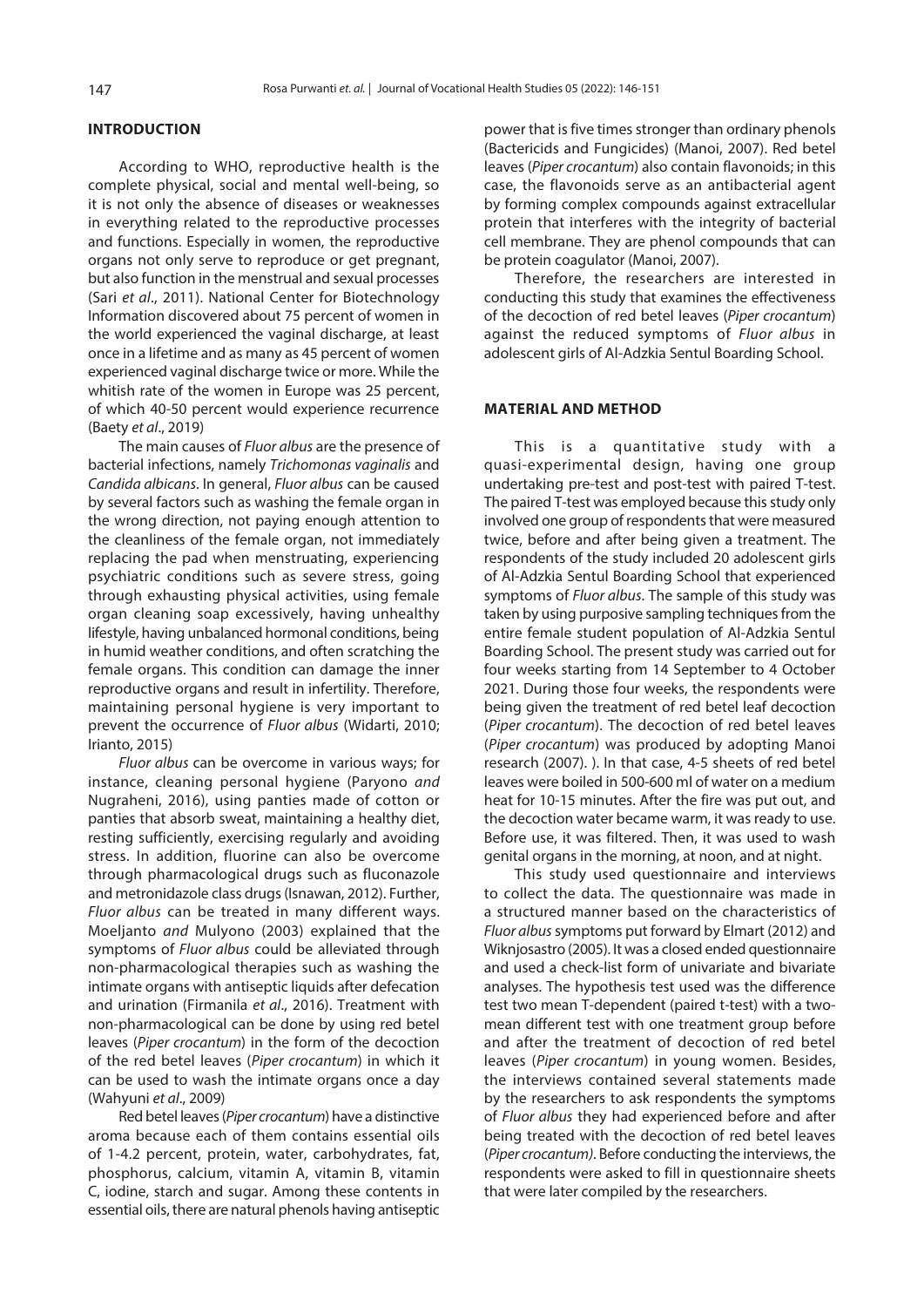## INTRODUCTION

According to WHO, reproductive health is the complete physical, social and mental well-being, so it is not only the absence of diseases or weaknesses in everything related to the reproductive processes and functions. Especially in women, the reproductive organs not only serve to reproduce or get pregnant, but also function in the menstrual and sexual processes (Sari *et al*., 2011). National Center for Biotechnology Information discovered about 75 percent of women in the world experienced the vaginal discharge, at least once in a lifetime and as many as 45 percent of women experienced vaginal discharge twice or more. While the whitish rate of the women in Europe was 25 percent, of which 40-50 percent would experience recurrence (Baety *et al*., 2019)

The main causes of *Fluor albus* are the presence of bacterial infections, namely *Trichomonas vaginalis* and *Candida albicans*. In general, *Fluor albus* can be caused by several factors such as washing the female organ in the wrong direction, not paying enough attention to the cleanliness of the female organ, not immediately replacing the pad when menstruating, experiencing psychiatric conditions such as severe stress, going through exhausting physical activities, using female organ cleaning soap excessively, having unhealthy lifestyle, having unbalanced hormonal conditions, being in humid weather conditions, and often scratching the female organs. This condition can damage the inner reproductive organs and result in infertility. Therefore, maintaining personal hygiene is very important to prevent the occurrence of *Fluor albus* (Widarti, 2010; Irianto, 2015)

*Fluor albus* can be overcome in various ways; for instance, cleaning personal hygiene (Paryono *and* Nugraheni, 2016), using panties made of cotton or panties that absorb sweat, maintaining a healthy diet, resting sufficiently, exercising regularly and avoiding stress. In addition, fluorine can also be overcome through pharmacological drugs such as fluconazole and metronidazole class drugs (Isnawan, 2012). Further, *Fluor albus* can be treated in many different ways. Moeljanto *and* Mulyono (2003) explained that the symptoms of *Fluor albus* could be alleviated through non-pharmacological therapies such as washing the intimate organs with antiseptic liquids after defecation and urination (Firmanila *et al*., 2016). Treatment with non-pharmacological can be done by using red betel leaves (*Piper crocantum*) in the form of the decoction of the red betel leaves (*Piper crocantum*) in which it can be used to wash the intimate organs once a day (Wahyuni *et al*., 2009)

Red betel leaves (*Piper crocantum*) have a distinctive aroma because each of them contains essential oils of 1-4.2 percent, protein, water, carbohydrates, fat, phosphorus, calcium, vitamin A, vitamin B, vitamin C, iodine, starch and sugar. Among these contents in essential oils, there are natural phenols having antiseptic power that is five times stronger than ordinary phenols (Bactericids and Fungicides) (Manoi, 2007). Red betel leaves (*Piper crocantum*) also contain flavonoids; in this case, the flavonoids serve as an antibacterial agent by forming complex compounds against extracellular protein that interferes with the integrity of bacterial cell membrane. They are phenol compounds that can be protein coagulator (Manoi, 2007).

Therefore, the researchers are interested in conducting this study that examines the effectiveness of the decoction of red betel leaves (*Piper crocantum*) against the reduced symptoms of *Fluor albus* in adolescent girls of Al-Adzkia Sentul Boarding School.

## MATERIAL AND METHOD

This is a quantitative study with a quasi-experimental design, having one group undertaking pre-test and post-test with paired T-test. The paired T-test was employed because this study only involved one group of respondents that were measured twice, before and after being given a treatment. The respondents of the study included 20 adolescent girls of Al-Adzkia Sentul Boarding School that experienced symptoms of *Fluor albus*. The sample of this study was taken by using purposive sampling techniques from the entire female student population of Al-Adzkia Sentul Boarding School. The present study was carried out for four weeks starting from 14 September to 4 October 2021. During those four weeks, the respondents were being given the treatment of red betel leaf decoction (*Piper crocantum*). The decoction of red betel leaves (*Piper crocantum*) was produced by adopting Manoi research (2007). ). In that case, 4-5 sheets of red betel leaves were boiled in 500-600 ml of water on a medium heat for 10-15 minutes. After the fire was put out, and the decoction water became warm, it was ready to use. Before use, it was filtered. Then, it was used to wash genital organs in the morning, at noon, and at night.

This study used questionnaire and interviews to collect the data. The questionnaire was made in a structured manner based on the characteristics of *Fluor albus* symptoms put forward by Elmart (2012) and Wiknjosastro (2005). It was a closed ended questionnaire and used a check-list form of univariate and bivariate analyses. The hypothesis test used was the difference test two mean T-dependent (paired t-test) with a two-mean different test with one treatment group before and after the treatment of decoction of red betel leaves (*Piper crocantum*) in young women. Besides, the interviews contained several statements made by the researchers to ask respondents the symptoms of *Fluor albus* they had experienced before and after being treated with the decoction of red betel leaves (*Piper crocantum)*. Before conducting the interviews, the respondents were asked to fill in questionnaire sheets that were later compiled by the researchers.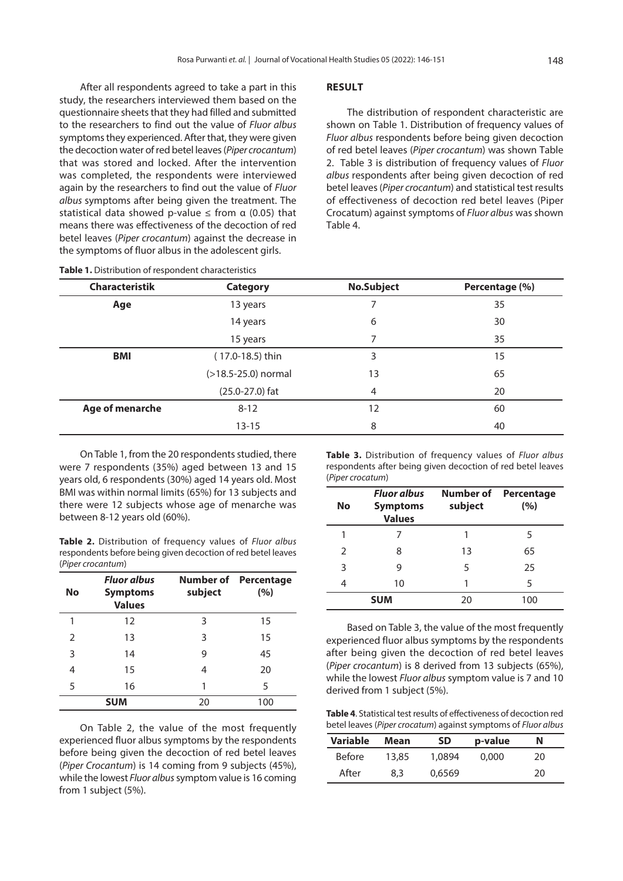After all respondents agreed to take a part in this study, the researchers interviewed them based on the questionnaire sheets that they had filled and submitted to the researchers to find out the value of *Fluor albus* symptoms they experienced. After that, they were given the decoction water of red betel leaves (*Piper crocantum*) that was stored and locked. After the intervention was completed, the respondents were interviewed again by the researchers to find out the value of *Fluor albus* symptoms after being given the treatment. The statistical data showed p-value ≤ from α (0.05) that means there was effectiveness of the decoction of red betel leaves (*Piper crocantum*) against the decrease in the symptoms of fluor albus in the adolescent girls.

## RESULT

The distribution of respondent characteristic are shown on Table 1. Distribution of frequency values of *Fluor albus* respondents before being given decoction of red betel leaves (*Piper crocantum*) was shown Table 2. Table 3 is distribution of frequency values of *Fluor albus* respondents after being given decoction of red betel leaves (*Piper crocantum*) and statistical test results of effectiveness of decoction red betel leaves (Piper Crocatum) against symptoms of *Fluor albus* was shown Table 4.

**Table 1.** Distribution of respondent characteristics

| Characteristik | Category | No.Subject | Percentage (%) |
|---|---|---|---|
| **Age** | 13 years | 7 | 35 |
| | 14 years | 6 | 30 |
| | 15 years | 7 | 35 |
| **BMI** | ( 17.0-18.5) thin | 3 | 15 |
| | (>18.5-25.0) normal | 13 | 65 |
| | (25.0-27.0) fat | 4 | 20 |
| **Age of menarche** | 8-12 | 12 | 60 |
| | 13-15 | 8 | 40 |

On Table 1, from the 20 respondents studied, there were 7 respondents (35%) aged between 13 and 15 years old, 6 respondents (30%) aged 14 years old. Most BMI was within normal limits (65%) for 13 subjects and there were 12 subjects whose age of menarche was between 8-12 years old (60%).

**Table 2.** Distribution of frequency values of *Fluor albus* respondents before being given decoction of red betel leaves (*Piper crocantum*)

| No | *Fluor albus* Symptoms Values | Number of subject | Percentage (%) |
|---|---|---|---|
| 1 | 12 | 3 | 15 |
| 2 | 13 | 3 | 15 |
| 3 | 14 | 9 | 45 |
| 4 | 15 | 4 | 20 |
| 5 | 16 | 1 | 5 |
| **SUM** | | 20 | 100 |

On Table 2, the value of the most frequently experienced fluor albus symptoms by the respondents before being given the decoction of red betel leaves (*Piper Crocantum*) is 14 coming from 9 subjects (45%), while the lowest *Fluor albus* symptom value is 16 coming from 1 subject (5%).

**Table 3.** Distribution of frequency values of *Fluor albus* respondents after being given decoction of red betel leaves (*Piper crocatum*)

| No | *Fluor albus* Symptoms Values | Number of subject | Percentage (%) |
|---|---|---|---|
| 1 | 7 | 1 | 5 |
| 2 | 8 | 13 | 65 |
| 3 | 9 | 5 | 25 |
| 4 | 10 | 1 | 5 |
| **SUM** | | 20 | 100 |

Based on Table 3, the value of the most frequently experienced fluor albus symptoms by the respondents after being given the decoction of red betel leaves (*Piper crocantum*) is 8 derived from 13 subjects (65%), while the lowest *Fluor albus* symptom value is 7 and 10 derived from 1 subject (5%).

**Table 4**. Statistical test results of effectiveness of decoction red betel leaves (*Piper crocatum*) against symptoms of *Fluor albus*

| Variable | Mean | SD | p-value | N |
|---|---|---|---|---|
| Before | 13,85 | 1,0894 | 0,000 | 20 |
| After | 8,3 | 0,6569 | | 20 |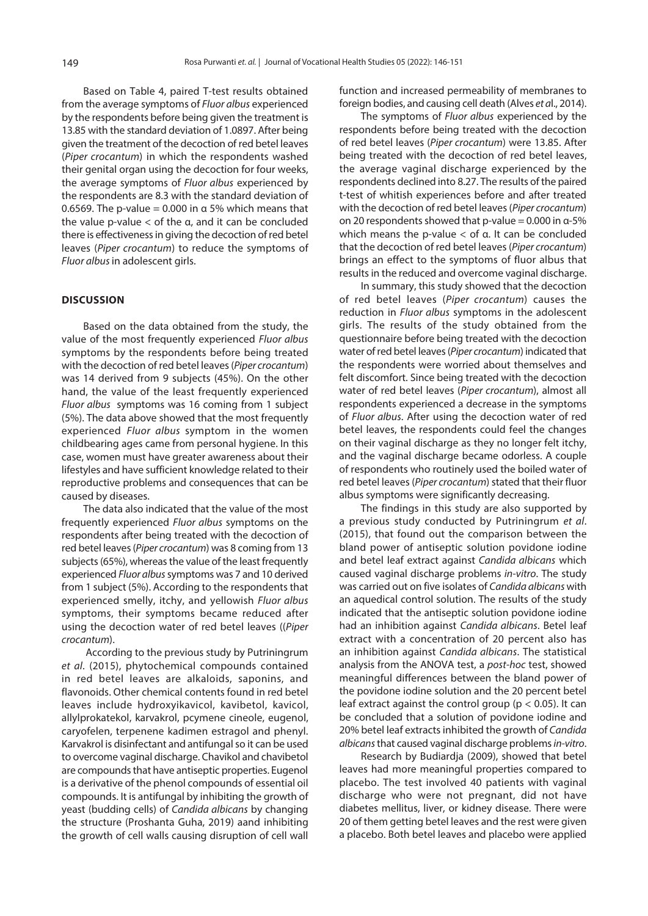Based on Table 4, paired T-test results obtained from the average symptoms of *Fluor albus* experienced by the respondents before being given the treatment is 13.85 with the standard deviation of 1.0897. After being given the treatment of the decoction of red betel leaves (*Piper crocantum*) in which the respondents washed their genital organ using the decoction for four weeks, the average symptoms of *Fluor albus* experienced by the respondents are 8.3 with the standard deviation of 0.6569. The p-value = 0.000 in α 5% which means that the value p-value < of the α, and it can be concluded there is effectiveness in giving the decoction of red betel leaves (*Piper crocantum*) to reduce the symptoms of *Fluor albus* in adolescent girls.

## DISCUSSION

Based on the data obtained from the study, the value of the most frequently experienced *Fluor albus* symptoms by the respondents before being treated with the decoction of red betel leaves (*Piper crocantum*) was 14 derived from 9 subjects (45%). On the other hand, the value of the least frequently experienced *Fluor albus* symptoms was 16 coming from 1 subject (5%). The data above showed that the most frequently experienced *Fluor albus* symptom in the women childbearing ages came from personal hygiene. In this case, women must have greater awareness about their lifestyles and have sufficient knowledge related to their reproductive problems and consequences that can be caused by diseases.

The data also indicated that the value of the most frequently experienced *Fluor albus* symptoms on the respondents after being treated with the decoction of red betel leaves (*Piper crocantum*) was 8 coming from 13 subjects (65%), whereas the value of the least frequently experienced *Fluor albus* symptoms was 7 and 10 derived from 1 subject (5%). According to the respondents that experienced smelly, itchy, and yellowish *Fluor albus* symptoms, their symptoms became reduced after using the decoction water of red betel leaves ((*Piper crocantum*).

According to the previous study by Putriningrum *et al*. (2015), phytochemical compounds contained in red betel leaves are alkaloids, saponins, and flavonoids. Other chemical contents found in red betel leaves include hydroxyikavicol, kavibetol, kavicol, allylprokatekol, karvakrol, pcymene cineole, eugenol, caryofelen, terpenene kadimen estragol and phenyl. Karvakrol is disinfectant and antifungal so it can be used to overcome vaginal discharge. Chavikol and chavibetol are compounds that have antiseptic properties. Eugenol is a derivative of the phenol compounds of essential oil compounds. It is antifungal by inhibiting the growth of yeast (budding cells) of *Candida albicans* by changing the structure (Proshanta Guha, 2019) aand inhibiting the growth of cell walls causing disruption of cell wall function and increased permeability of membranes to foreign bodies, and causing cell death (Alves *et a*l., 2014).

The symptoms of *Fluor albus* experienced by the respondents before being treated with the decoction of red betel leaves (*Piper crocantum*) were 13.85. After being treated with the decoction of red betel leaves, the average vaginal discharge experienced by the respondents declined into 8.27. The results of the paired t-test of whitish experiences before and after treated with the decoction of red betel leaves (*Piper crocantum*) on 20 respondents showed that p-value = 0.000 in α-5% which means the p-value < of α. It can be concluded that the decoction of red betel leaves (*Piper crocantum*) brings an effect to the symptoms of fluor albus that results in the reduced and overcome vaginal discharge.

In summary, this study showed that the decoction of red betel leaves (*Piper crocantum*) causes the reduction in *Fluor albus* symptoms in the adolescent girls. The results of the study obtained from the questionnaire before being treated with the decoction water of red betel leaves (*Piper crocantum*) indicated that the respondents were worried about themselves and felt discomfort. Since being treated with the decoction water of red betel leaves (*Piper crocantum*), almost all respondents experienced a decrease in the symptoms of *Fluor albus*. After using the decoction water of red betel leaves, the respondents could feel the changes on their vaginal discharge as they no longer felt itchy, and the vaginal discharge became odorless. A couple of respondents who routinely used the boiled water of red betel leaves (*Piper crocantum*) stated that their fluor albus symptoms were significantly decreasing.

The findings in this study are also supported by a previous study conducted by Putriningrum *et al*. (2015), that found out the comparison between the bland power of antiseptic solution povidone iodine and betel leaf extract against *Candida albicans* which caused vaginal discharge problems *in-vitro*. The study was carried out on five isolates of *Candida albicans* with an aquedical control solution. The results of the study indicated that the antiseptic solution povidone iodine had an inhibition against *Candida albicans*. Betel leaf extract with a concentration of 20 percent also has an inhibition against *Candida albicans*. The statistical analysis from the ANOVA test, a *post-hoc* test, showed meaningful differences between the bland power of the povidone iodine solution and the 20 percent betel leaf extract against the control group ($p < 0.05$). It can be concluded that a solution of povidone iodine and 20% betel leaf extracts inhibited the growth of *Candida albicans* that caused vaginal discharge problems *in-vitro*.

Research by Budiardja (2009), showed that betel leaves had more meaningful properties compared to placebo. The test involved 40 patients with vaginal discharge who were not pregnant, did not have diabetes mellitus, liver, or kidney disease. There were 20 of them getting betel leaves and the rest were given a placebo. Both betel leaves and placebo were applied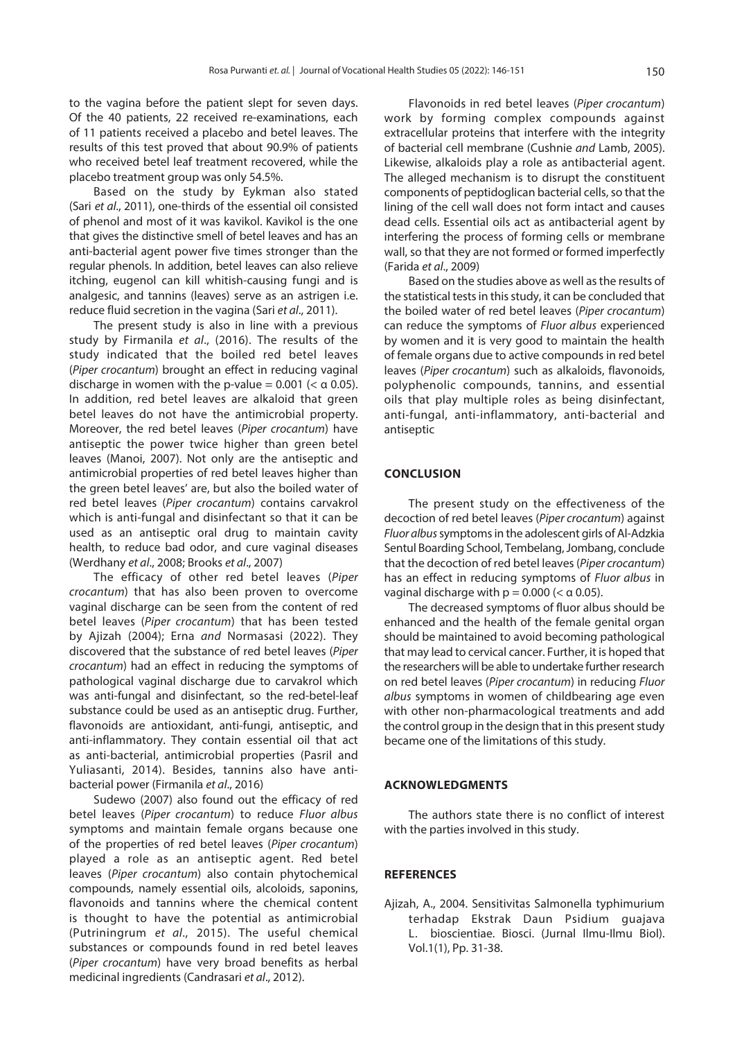to the vagina before the patient slept for seven days. Of the 40 patients, 22 received re-examinations, each of 11 patients received a placebo and betel leaves. The results of this test proved that about 90.9% of patients who received betel leaf treatment recovered, while the placebo treatment group was only 54.5%.

Based on the study by Eykman also stated (Sari *et al*., 2011), one-thirds of the essential oil consisted of phenol and most of it was kavikol. Kavikol is the one that gives the distinctive smell of betel leaves and has an anti-bacterial agent power five times stronger than the regular phenols. In addition, betel leaves can also relieve itching, eugenol can kill whitish-causing fungi and is analgesic, and tannins (leaves) serve as an astrigen i.e. reduce fluid secretion in the vagina (Sari *et al*., 2011).

The present study is also in line with a previous study by Firmanila *et al*., (2016). The results of the study indicated that the boiled red betel leaves (*Piper crocantum*) brought an effect in reducing vaginal discharge in women with the p-value = 0.001 ($< \alpha$ 0.05). In addition, red betel leaves are alkaloid that green betel leaves do not have the antimicrobial property. Moreover, the red betel leaves (*Piper crocantum*) have antiseptic the power twice higher than green betel leaves (Manoi, 2007). Not only are the antiseptic and antimicrobial properties of red betel leaves higher than the green betel leaves' are, but also the boiled water of red betel leaves (*Piper crocantum*) contains carvakrol which is anti-fungal and disinfectant so that it can be used as an antiseptic oral drug to maintain cavity health, to reduce bad odor, and cure vaginal diseases (Werdhany *et al*., 2008; Brooks *et al*., 2007)

The efficacy of other red betel leaves (*Piper crocantum*) that has also been proven to overcome vaginal discharge can be seen from the content of red betel leaves (*Piper crocantum*) that has been tested by Ajizah (2004); Erna *and* Normasasi (2022). They discovered that the substance of red betel leaves (*Piper crocantum*) had an effect in reducing the symptoms of pathological vaginal discharge due to carvakrol which was anti-fungal and disinfectant, so the red-betel-leaf substance could be used as an antiseptic drug. Further, flavonoids are antioxidant, anti-fungi, antiseptic, and anti-inflammatory. They contain essential oil that act as anti-bacterial, antimicrobial properties (Pasril and Yuliasanti, 2014). Besides, tannins also have anti-bacterial power (Firmanila *et al*., 2016)

Sudewo (2007) also found out the efficacy of red betel leaves (*Piper crocantum*) to reduce *Fluor albus* symptoms and maintain female organs because one of the properties of red betel leaves (*Piper crocantum*) played a role as an antiseptic agent. Red betel leaves (*Piper crocantum*) also contain phytochemical compounds, namely essential oils, alcoloids, saponins, flavonoids and tannins where the chemical content is thought to have the potential as antimicrobial (Putriningrum *et al*., 2015). The useful chemical substances or compounds found in red betel leaves (*Piper crocantum*) have very broad benefits as herbal medicinal ingredients (Candrasari *et al*., 2012).

Flavonoids in red betel leaves (*Piper crocantum*) work by forming complex compounds against extracellular proteins that interfere with the integrity of bacterial cell membrane (Cushnie *and* Lamb, 2005). Likewise, alkaloids play a role as antibacterial agent. The alleged mechanism is to disrupt the constituent components of peptidoglican bacterial cells, so that the lining of the cell wall does not form intact and causes dead cells. Essential oils act as antibacterial agent by interfering the process of forming cells or membrane wall, so that they are not formed or formed imperfectly (Farida *et al*., 2009)

Based on the studies above as well as the results of the statistical tests in this study, it can be concluded that the boiled water of red betel leaves (*Piper crocantum*) can reduce the symptoms of *Fluor albus* experienced by women and it is very good to maintain the health of female organs due to active compounds in red betel leaves (*Piper crocantum*) such as alkaloids, flavonoids, polyphenolic compounds, tannins, and essential oils that play multiple roles as being disinfectant, anti-fungal, anti-inflammatory, anti-bacterial and antiseptic

## CONCLUSION

The present study on the effectiveness of the decoction of red betel leaves (*Piper crocantum*) against *Fluor albus* symptoms in the adolescent girls of Al-Adzkia Sentul Boarding School, Tembelang, Jombang, conclude that the decoction of red betel leaves (*Piper crocantum*) has an effect in reducing symptoms of *Fluor albus* in vaginal discharge with p = 0.000 ($< \alpha$ 0.05).

The decreased symptoms of fluor albus should be enhanced and the health of the female genital organ should be maintained to avoid becoming pathological that may lead to cervical cancer. Further, it is hoped that the researchers will be able to undertake further research on red betel leaves (*Piper crocantum*) in reducing *Fluor albus* symptoms in women of childbearing age even with other non-pharmacological treatments and add the control group in the design that in this present study became one of the limitations of this study.

## ACKNOWLEDGMENTS

The authors state there is no conflict of interest with the parties involved in this study.

## REFERENCES

Ajizah, A., 2004. Sensitivitas Salmonella typhimurium terhadap Ekstrak Daun Psidium guajava L. bioscientiae. Biosci. (Jurnal Ilmu-Ilmu Biol). Vol.1(1), Pp. 31-38.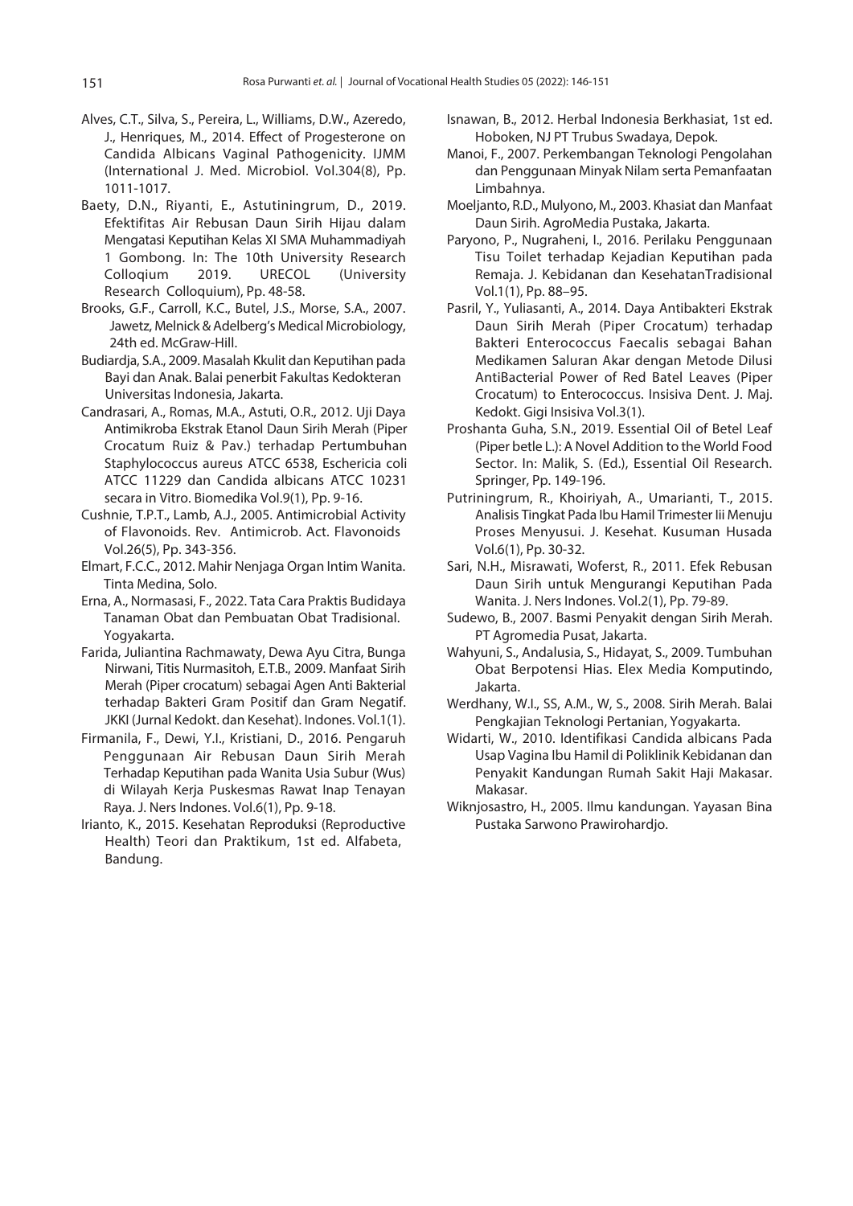Alves, C.T., Silva, S., Pereira, L., Williams, D.W., Azeredo, J., Henriques, M., 2014. Effect of Progesterone on Candida Albicans Vaginal Pathogenicity. IJMM (International J. Med. Microbiol. Vol.304(8), Pp. 1011-1017.

Baety, D.N., Riyanti, E., Astutiningrum, D., 2019. Efektifitas Air Rebusan Daun Sirih Hijau dalam Mengatasi Keputihan Kelas XI SMA Muhammadiyah 1 Gombong. In: The 10th University Research Colloqium 2019. URECOL (University Research Colloquium), Pp. 48-58.

Brooks, G.F., Carroll, K.C., Butel, J.S., Morse, S.A., 2007. Jawetz, Melnick & Adelberg's Medical Microbiology, 24th ed. McGraw-Hill.

Budiardja, S.A., 2009. Masalah Kkulit dan Keputihan pada Bayi dan Anak. Balai penerbit Fakultas Kedokteran Universitas Indonesia, Jakarta.

Candrasari, A., Romas, M.A., Astuti, O.R., 2012. Uji Daya Antimikroba Ekstrak Etanol Daun Sirih Merah (Piper Crocatum Ruiz & Pav.) terhadap Pertumbuhan Staphylococcus aureus ATCC 6538, Eschericia coli ATCC 11229 dan Candida albicans ATCC 10231 secara in Vitro. Biomedika Vol.9(1), Pp. 9-16.

Cushnie, T.P.T., Lamb, A.J., 2005. Antimicrobial Activity of Flavonoids. Rev. Antimicrob. Act. Flavonoids Vol.26(5), Pp. 343-356.

Elmart, F.C.C., 2012. Mahir Nenjaga Organ Intim Wanita. Tinta Medina, Solo.

Erna, A., Normasasi, F., 2022. Tata Cara Praktis Budidaya Tanaman Obat dan Pembuatan Obat Tradisional. Yogyakarta.

Farida, Juliantina Rachmawaty, Dewa Ayu Citra, Bunga Nirwani, Titis Nurmasitoh, E.T.B., 2009. Manfaat Sirih Merah (Piper crocatum) sebagai Agen Anti Bakterial terhadap Bakteri Gram Positif dan Gram Negatif. JKKI (Jurnal Kedokt. dan Kesehat). Indones. Vol.1(1).

Firmanila, F., Dewi, Y.I., Kristiani, D., 2016. Pengaruh Penggunaan Air Rebusan Daun Sirih Merah Terhadap Keputihan pada Wanita Usia Subur (Wus) di Wilayah Kerja Puskesmas Rawat Inap Tenayan Raya. J. Ners Indones. Vol.6(1), Pp. 9-18.

Irianto, K., 2015. Kesehatan Reproduksi (Reproductive Health) Teori dan Praktikum, 1st ed. Alfabeta, Bandung.

Isnawan, B., 2012. Herbal Indonesia Berkhasiat, 1st ed. Hoboken, NJ PT Trubus Swadaya, Depok.

Manoi, F., 2007. Perkembangan Teknologi Pengolahan dan Penggunaan Minyak Nilam serta Pemanfaatan Limbahnya.

Moeljanto, R.D., Mulyono, M., 2003. Khasiat dan Manfaat Daun Sirih. AgroMedia Pustaka, Jakarta.

Paryono, P., Nugraheni, I., 2016. Perilaku Penggunaan Tisu Toilet terhadap Kejadian Keputihan pada Remaja. J. Kebidanan dan KesehatanTradisional Vol.1(1), Pp. 88–95.

Pasril, Y., Yuliasanti, A., 2014. Daya Antibakteri Ekstrak Daun Sirih Merah (Piper Crocatum) terhadap Bakteri Enterococcus Faecalis sebagai Bahan Medikamen Saluran Akar dengan Metode Dilusi AntiBacterial Power of Red Batel Leaves (Piper Crocatum) to Enterococcus. Insisiva Dent. J. Maj. Kedokt. Gigi Insisiva Vol.3(1).

Proshanta Guha, S.N., 2019. Essential Oil of Betel Leaf (Piper betle L.): A Novel Addition to the World Food Sector. In: Malik, S. (Ed.), Essential Oil Research. Springer, Pp. 149-196.

Putriningrum, R., Khoiriyah, A., Umarianti, T., 2015. Analisis Tingkat Pada Ibu Hamil Trimester Iii Menuju Proses Menyusui. J. Kesehat. Kusuman Husada Vol.6(1), Pp. 30-32.

Sari, N.H., Misrawati, Woferst, R., 2011. Efek Rebusan Daun Sirih untuk Mengurangi Keputihan Pada Wanita. J. Ners Indones. Vol.2(1), Pp. 79-89.

Sudewo, B., 2007. Basmi Penyakit dengan Sirih Merah. PT Agromedia Pusat, Jakarta.

Wahyuni, S., Andalusia, S., Hidayat, S., 2009. Tumbuhan Obat Berpotensi Hias. Elex Media Komputindo, Jakarta.

Werdhany, W.I., SS, A.M., W, S., 2008. Sirih Merah. Balai Pengkajian Teknologi Pertanian, Yogyakarta.

Widarti, W., 2010. Identifikasi Candida albicans Pada Usap Vagina Ibu Hamil di Poliklinik Kebidanan dan Penyakit Kandungan Rumah Sakit Haji Makasar. Makasar.

Wiknjosastro, H., 2005. Ilmu kandungan. Yayasan Bina Pustaka Sarwono Prawirohardjo.